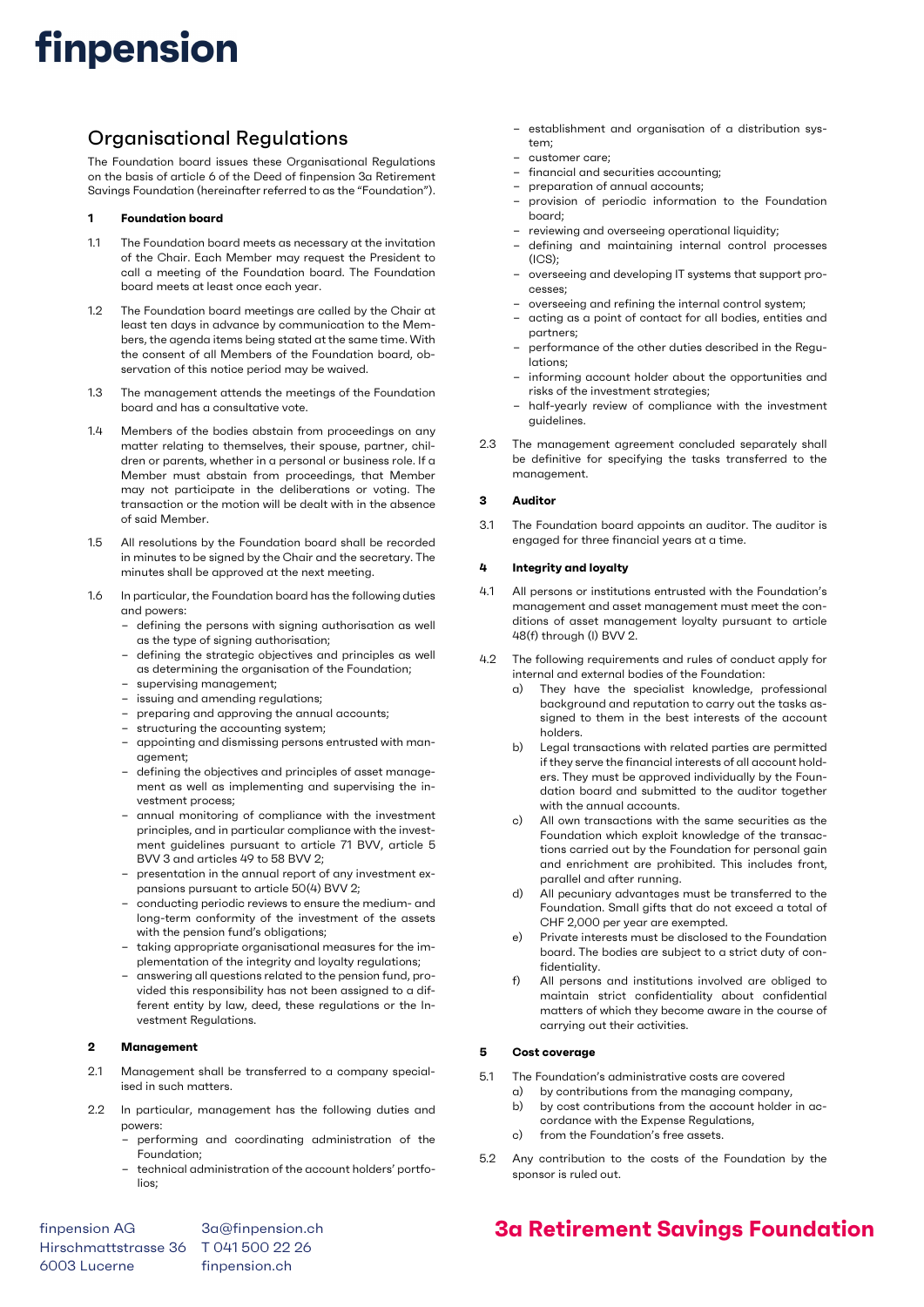# finpension

## Organisational Regulations

The Foundation board issues these Organisational Regulations on the basis of article 6 of the Deed of finpension 3a Retirement Savings Foundation (hereinafter referred to as the "Foundation").

### 1 Foundation board

1.1 The Foundation board meets as necessary at the invitation of the Chair. Each Member may request the President to call a meeting of the Foundation board. The Foundation board meets at least once each year.

1.2 The Foundation board meetings are called by the Chair at least ten days in advance by communication to the Members, the agenda items being stated at the same time. With the consent of all Members of the Foundation board, observation of this notice period may be waived.

1.3 The management attends the meetings of the Foundation board and has a consultative vote.

1.4 Members of the bodies abstain from proceedings on any matter relating to themselves, their spouse, partner, children or parents, whether in a personal or business role. If a Member must abstain from proceedings, that Member may not participate in the deliberations or voting. The transaction or the motion will be dealt with in the absence of said Member.

1.5 All resolutions by the Foundation board shall be recorded in minutes to be signed by the Chair and the secretary. The minutes shall be approved at the next meeting.

1.6 In particular, the Foundation board has the following duties and powers:
- defining the persons with signing authorisation as well as the type of signing authorisation;
- defining the strategic objectives and principles as well as determining the organisation of the Foundation;
- supervising management;
- issuing and amending regulations;
- preparing and approving the annual accounts;
- structuring the accounting system;
- appointing and dismissing persons entrusted with management;
- defining the objectives and principles of asset management as well as implementing and supervising the investment process;
- annual monitoring of compliance with the investment principles, and in particular compliance with the investment guidelines pursuant to article 71 BVV, article 5 BVV 3 and articles 49 to 58 BVV 2;
- presentation in the annual report of any investment expansions pursuant to article 50(4) BVV 2;
- conducting periodic reviews to ensure the medium- and long-term conformity of the investment of the assets with the pension fund's obligations;
- taking appropriate organisational measures for the implementation of the integrity and loyalty regulations;
- answering all questions related to the pension fund, provided this responsibility has not been assigned to a different entity by law, deed, these regulations or the Investment Regulations.

### 2 Management

2.1 Management shall be transferred to a company specialised in such matters.

2.2 In particular, management has the following duties and powers:
- performing and coordinating administration of the Foundation;
- technical administration of the account holders' portfolios;
- establishment and organisation of a distribution system;
- customer care;
- financial and securities accounting;
- preparation of annual accounts;
- provision of periodic information to the Foundation board;
- reviewing and overseeing operational liquidity;
- defining and maintaining internal control processes (ICS);
- overseeing and developing IT systems that support processes;
- overseeing and refining the internal control system;
- acting as a point of contact for all bodies, entities and partners;
- performance of the other duties described in the Regulations;
- informing account holder about the opportunities and risks of the investment strategies;
- half-yearly review of compliance with the investment guidelines.

2.3 The management agreement concluded separately shall be definitive for specifying the tasks transferred to the management.

### 3 Auditor

3.1 The Foundation board appoints an auditor. The auditor is engaged for three financial years at a time.

### 4 Integrity and loyalty

4.1 All persons or institutions entrusted with the Foundation's management and asset management must meet the conditions of asset management loyalty pursuant to article 48(f) through (l) BVV 2.

4.2 The following requirements and rules of conduct apply for internal and external bodies of the Foundation:

a) They have the specialist knowledge, professional background and reputation to carry out the tasks assigned to them in the best interests of the account holders.

b) Legal transactions with related parties are permitted if they serve the financial interests of all account holders. They must be approved individually by the Foundation board and submitted to the auditor together with the annual accounts.

c) All own transactions with the same securities as the Foundation which exploit knowledge of the transactions carried out by the Foundation for personal gain and enrichment are prohibited. This includes front, parallel and after running.

d) All pecuniary advantages must be transferred to the Foundation. Small gifts that do not exceed a total of CHF 2,000 per year are exempted.

e) Private interests must be disclosed to the Foundation board. The bodies are subject to a strict duty of confidentiality.

f) All persons and institutions involved are obliged to maintain strict confidentiality about confidential matters of which they become aware in the course of carrying out their activities.

### 5 Cost coverage

5.1 The Foundation's administrative costs are covered

a) by contributions from the managing company,

b) by cost contributions from the account holder in accordance with the Expense Regulations,

c) from the Foundation's free assets.

5.2 Any contribution to the costs of the Foundation by the sponsor is ruled out.

finpension AG
Hirschmattstrasse 36
6003 Lucerne

3a@finpension.ch
T 041 500 22 26
finpension.ch

**3a Retirement Savings Foundation**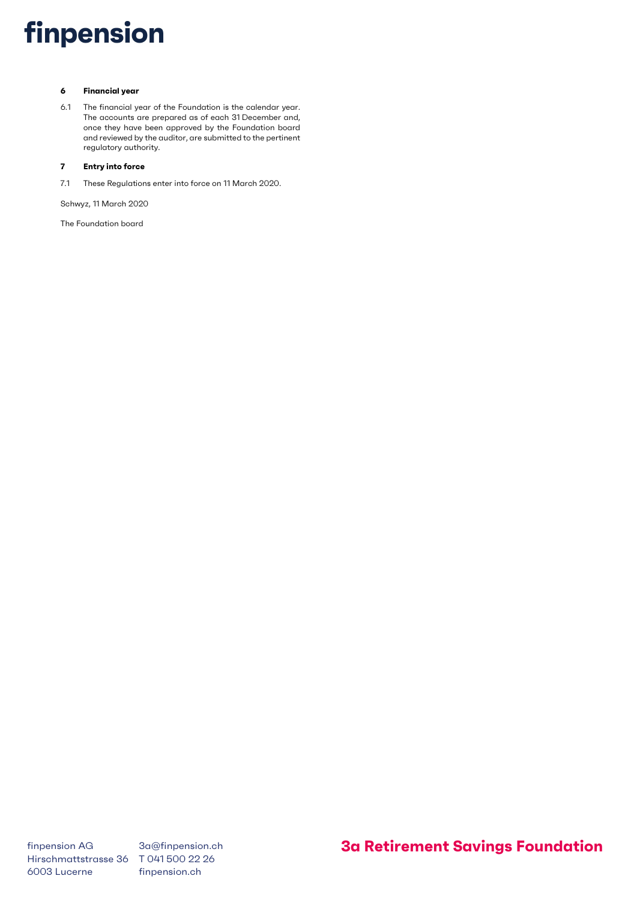## 6 Financial year

6.1 The financial year of the Foundation is the calendar year. The accounts are prepared as of each 31 December and, once they have been approved by the Foundation board and reviewed by the auditor, are submitted to the pertinent regulatory authority.

## 7 Entry into force

7.1 These Regulations enter into force on 11 March 2020.

Schwyz, 11 March 2020

The Foundation board